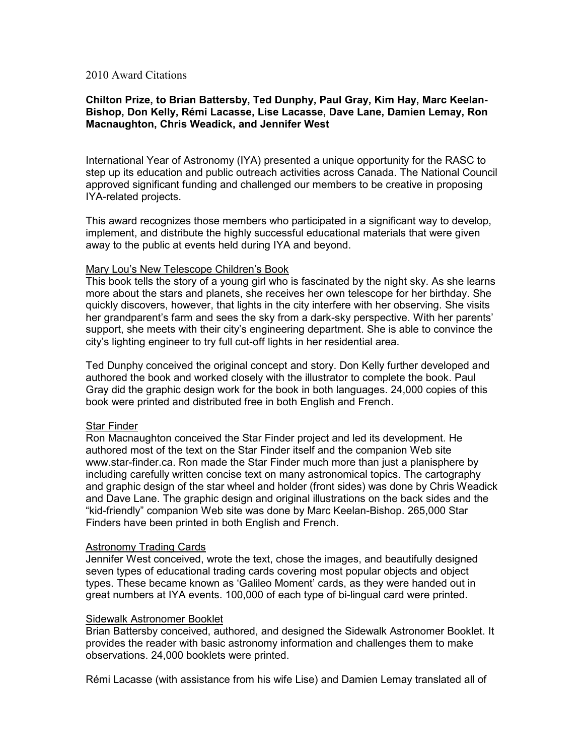2010 Award Citations

**Chilton Prize, to Brian Battersby, Ted Dunphy, Paul Gray, Kim Hay, Marc Keelan-Bishop, Don Kelly, Rémi Lacasse, Lise Lacasse, Dave Lane, Damien Lemay, Ron Macnaughton, Chris Weadick, and Jennifer West**

International Year of Astronomy (IYA) presented a unique opportunity for the RASC to step up its education and public outreach activities across Canada. The National Council approved significant funding and challenged our members to be creative in proposing IYA-related projects.

This award recognizes those members who participated in a significant way to develop, implement, and distribute the highly successful educational materials that were given away to the public at events held during IYA and beyond.

<u>Mary Lou's New Telescope Children's Book</u>
This book tells the story of a young girl who is fascinated by the night sky. As she learns more about the stars and planets, she receives her own telescope for her birthday. She quickly discovers, however, that lights in the city interfere with her observing. She visits her grandparent's farm and sees the sky from a dark-sky perspective. With her parents' support, she meets with their city's engineering department. She is able to convince the city's lighting engineer to try full cut-off lights in her residential area.

Ted Dunphy conceived the original concept and story. Don Kelly further developed and authored the book and worked closely with the illustrator to complete the book. Paul Gray did the graphic design work for the book in both languages. 24,000 copies of this book were printed and distributed free in both English and French.

<u>Star Finder</u>
Ron Macnaughton conceived the Star Finder project and led its development. He authored most of the text on the Star Finder itself and the companion Web site www.star-finder.ca. Ron made the Star Finder much more than just a planisphere by including carefully written concise text on many astronomical topics. The cartography and graphic design of the star wheel and holder (front sides) was done by Chris Weadick and Dave Lane. The graphic design and original illustrations on the back sides and the "kid-friendly" companion Web site was done by Marc Keelan-Bishop. 265,000 Star Finders have been printed in both English and French.

<u>Astronomy Trading Cards</u>
Jennifer West conceived, wrote the text, chose the images, and beautifully designed seven types of educational trading cards covering most popular objects and object types. These became known as 'Galileo Moment' cards, as they were handed out in great numbers at IYA events. 100,000 of each type of bi-lingual card were printed.

<u>Sidewalk Astronomer Booklet</u>
Brian Battersby conceived, authored, and designed the Sidewalk Astronomer Booklet. It provides the reader with basic astronomy information and challenges them to make observations. 24,000 booklets were printed.

Rémi Lacasse (with assistance from his wife Lise) and Damien Lemay translated all of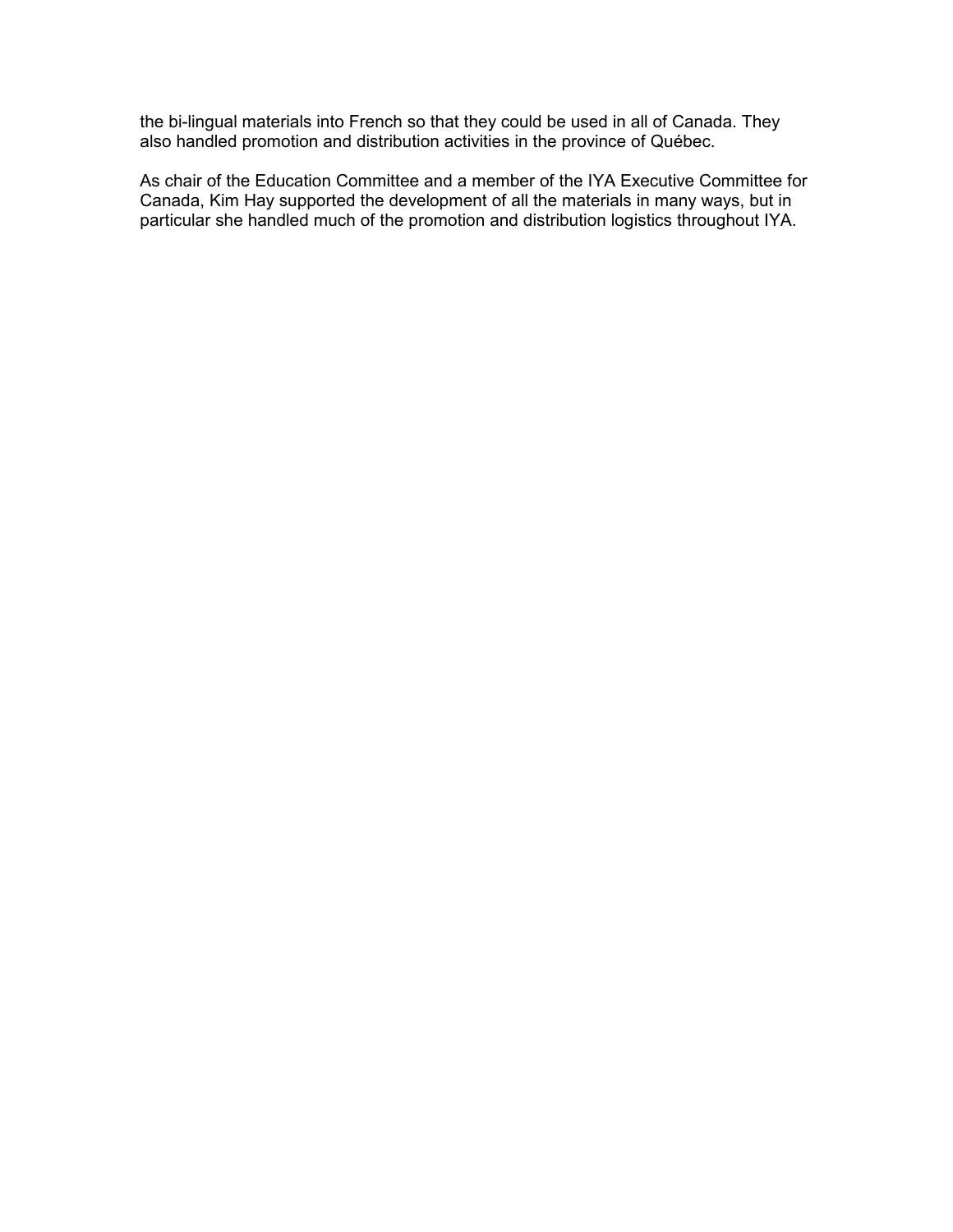the bi-lingual materials into French so that they could be used in all of Canada. They also handled promotion and distribution activities in the province of Québec.

As chair of the Education Committee and a member of the IYA Executive Committee for Canada, Kim Hay supported the development of all the materials in many ways, but in particular she handled much of the promotion and distribution logistics throughout IYA.